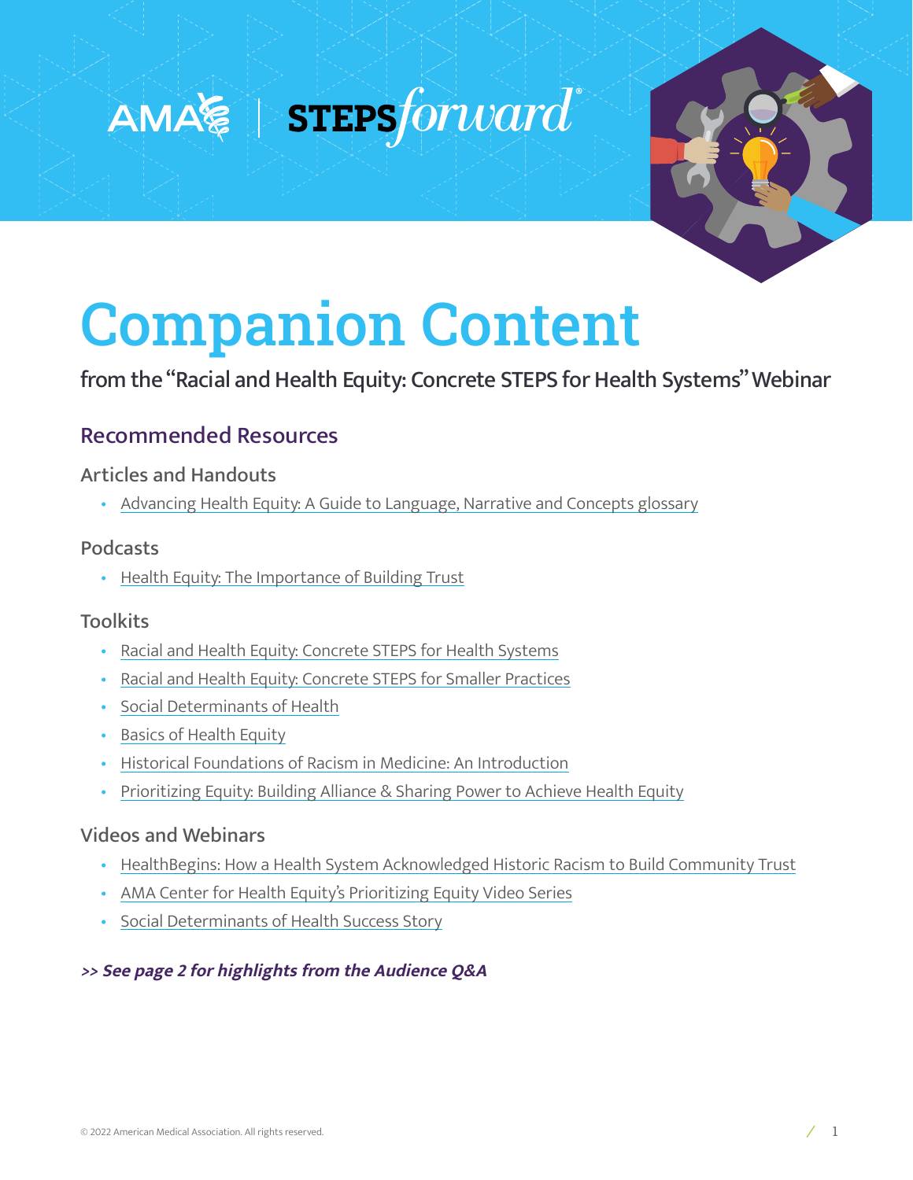AMA | STEPSforward®

# Companion Content

from the "Racial and Health Equity: Concrete STEPS for Health Systems" Webinar

## Recommended Resources

### Articles and Handouts

- Advancing Health Equity: A Guide to Language, Narrative and Concepts glossary

### Podcasts

- Health Equity: The Importance of Building Trust

### Toolkits

- Racial and Health Equity: Concrete STEPS for Health Systems
- Racial and Health Equity: Concrete STEPS for Smaller Practices
- Social Determinants of Health
- Basics of Health Equity
- Historical Foundations of Racism in Medicine: An Introduction
- Prioritizing Equity: Building Alliance & Sharing Power to Achieve Health Equity

### Videos and Webinars

- HealthBegins: How a Health System Acknowledged Historic Racism to Build Community Trust
- AMA Center for Health Equity's Prioritizing Equity Video Series
- Social Determinants of Health Success Story

***>> See page 2 for highlights from the Audience Q&A***

© 2022 American Medical Association. All rights reserved.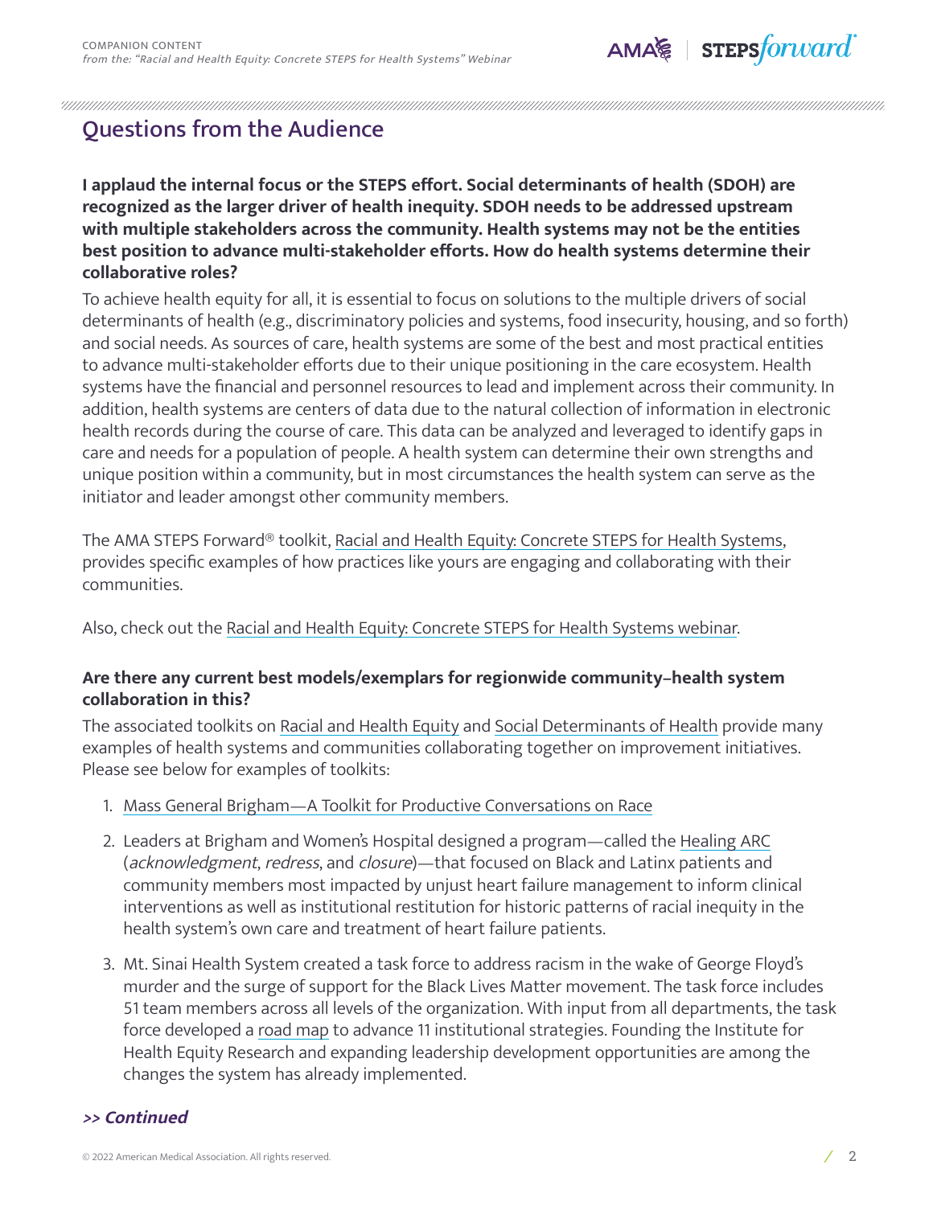## Questions from the Audience

**I applaud the internal focus or the STEPS effort. Social determinants of health (SDOH) are recognized as the larger driver of health inequity. SDOH needs to be addressed upstream with multiple stakeholders across the community. Health systems may not be the entities best position to advance multi-stakeholder efforts. How do health systems determine their collaborative roles?**

To achieve health equity for all, it is essential to focus on solutions to the multiple drivers of social determinants of health (e.g., discriminatory policies and systems, food insecurity, housing, and so forth) and social needs. As sources of care, health systems are some of the best and most practical entities to advance multi-stakeholder efforts due to their unique positioning in the care ecosystem. Health systems have the financial and personnel resources to lead and implement across their community. In addition, health systems are centers of data due to the natural collection of information in electronic health records during the course of care. This data can be analyzed and leveraged to identify gaps in care and needs for a population of people. A health system can determine their own strengths and unique position within a community, but in most circumstances the health system can serve as the initiator and leader amongst other community members.

The AMA STEPS Forward® toolkit, Racial and Health Equity: Concrete STEPS for Health Systems, provides specific examples of how practices like yours are engaging and collaborating with their communities.

Also, check out the Racial and Health Equity: Concrete STEPS for Health Systems webinar.

**Are there any current best models/exemplars for regionwide community–health system collaboration in this?**

The associated toolkits on Racial and Health Equity and Social Determinants of Health provide many examples of health systems and communities collaborating together on improvement initiatives. Please see below for examples of toolkits:

1. Mass General Brigham—A Toolkit for Productive Conversations on Race
2. Leaders at Brigham and Women's Hospital designed a program—called the Healing ARC (*acknowledgment*, *redress*, and *closure*)—that focused on Black and Latinx patients and community members most impacted by unjust heart failure management to inform clinical interventions as well as institutional restitution for historic patterns of racial inequity in the health system's own care and treatment of heart failure patients.
3. Mt. Sinai Health System created a task force to address racism in the wake of George Floyd's murder and the surge of support for the Black Lives Matter movement. The task force includes 51 team members across all levels of the organization. With input from all departments, the task force developed a road map to advance 11 institutional strategies. Founding the Institute for Health Equity Research and expanding leadership development opportunities are among the changes the system has already implemented.

***>> Continued***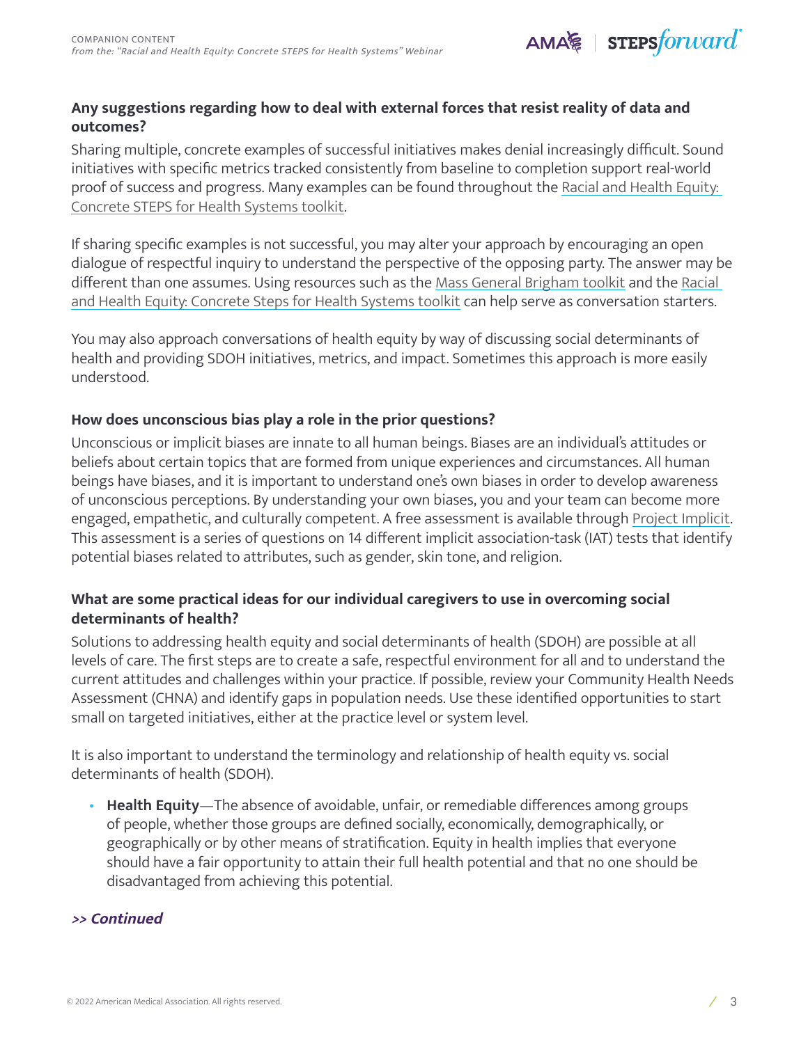### Any suggestions regarding how to deal with external forces that resist reality of data and outcomes?

Sharing multiple, concrete examples of successful initiatives makes denial increasingly difficult. Sound initiatives with specific metrics tracked consistently from baseline to completion support real-world proof of success and progress. Many examples can be found throughout the Racial and Health Equity: Concrete STEPS for Health Systems toolkit.

If sharing specific examples is not successful, you may alter your approach by encouraging an open dialogue of respectful inquiry to understand the perspective of the opposing party. The answer may be different than one assumes. Using resources such as the Mass General Brigham toolkit and the Racial and Health Equity: Concrete Steps for Health Systems toolkit can help serve as conversation starters.

You may also approach conversations of health equity by way of discussing social determinants of health and providing SDOH initiatives, metrics, and impact. Sometimes this approach is more easily understood.

### How does unconscious bias play a role in the prior questions?

Unconscious or implicit biases are innate to all human beings. Biases are an individual's attitudes or beliefs about certain topics that are formed from unique experiences and circumstances. All human beings have biases, and it is important to understand one's own biases in order to develop awareness of unconscious perceptions. By understanding your own biases, you and your team can become more engaged, empathetic, and culturally competent. A free assessment is available through Project Implicit. This assessment is a series of questions on 14 different implicit association-task (IAT) tests that identify potential biases related to attributes, such as gender, skin tone, and religion.

### What are some practical ideas for our individual caregivers to use in overcoming social determinants of health?

Solutions to addressing health equity and social determinants of health (SDOH) are possible at all levels of care. The first steps are to create a safe, respectful environment for all and to understand the current attitudes and challenges within your practice. If possible, review your Community Health Needs Assessment (CHNA) and identify gaps in population needs. Use these identified opportunities to start small on targeted initiatives, either at the practice level or system level.

It is also important to understand the terminology and relationship of health equity vs. social determinants of health (SDOH).

- **Health Equity**—The absence of avoidable, unfair, or remediable differences among groups of people, whether those groups are defined socially, economically, demographically, or geographically or by other means of stratification. Equity in health implies that everyone should have a fair opportunity to attain their full health potential and that no one should be disadvantaged from achieving this potential.

***>> Continued***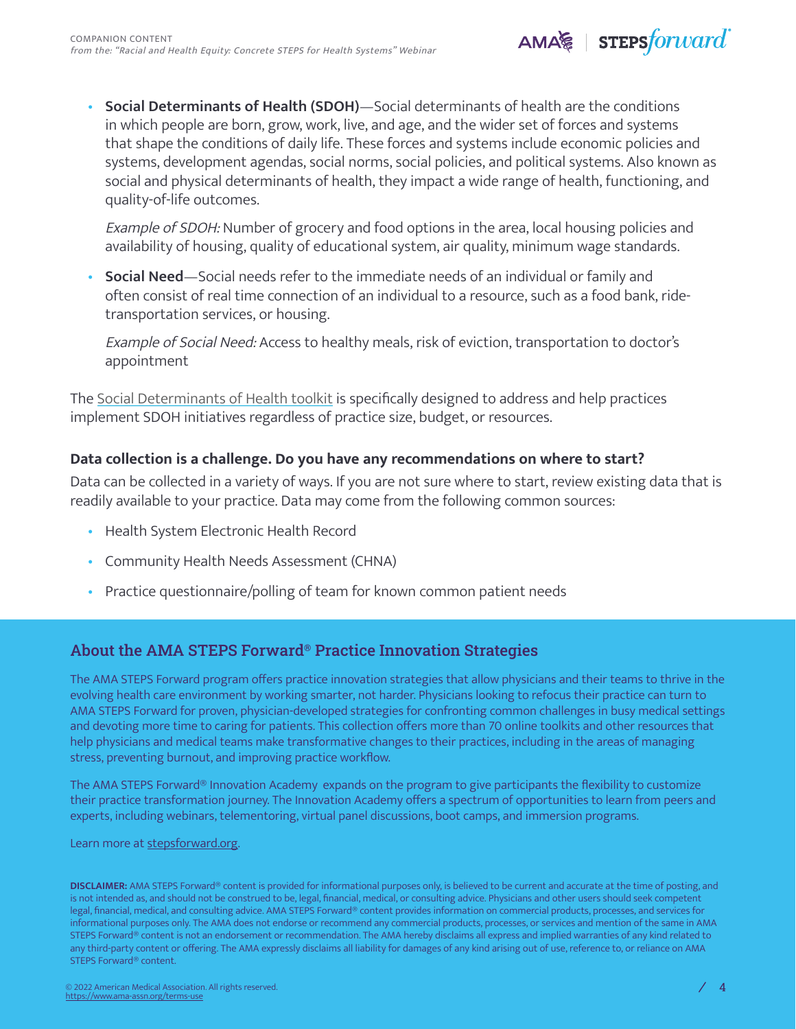- **Social Determinants of Health (SDOH)**—Social determinants of health are the conditions in which people are born, grow, work, live, and age, and the wider set of forces and systems that shape the conditions of daily life. These forces and systems include economic policies and systems, development agendas, social norms, social policies, and political systems. Also known as social and physical determinants of health, they impact a wide range of health, functioning, and quality-of-life outcomes.

  *Example of SDOH:* Number of grocery and food options in the area, local housing policies and availability of housing, quality of educational system, air quality, minimum wage standards.

- **Social Need**—Social needs refer to the immediate needs of an individual or family and often consist of real time connection of an individual to a resource, such as a food bank, ride-transportation services, or housing.

  *Example of Social Need:* Access to healthy meals, risk of eviction, transportation to doctor's appointment

The Social Determinants of Health toolkit is specifically designed to address and help practices implement SDOH initiatives regardless of practice size, budget, or resources.

### Data collection is a challenge. Do you have any recommendations on where to start?

Data can be collected in a variety of ways. If you are not sure where to start, review existing data that is readily available to your practice. Data may come from the following common sources:

- Health System Electronic Health Record
- Community Health Needs Assessment (CHNA)
- Practice questionnaire/polling of team for known common patient needs

## About the AMA STEPS Forward® Practice Innovation Strategies

The AMA STEPS Forward program offers practice innovation strategies that allow physicians and their teams to thrive in the evolving health care environment by working smarter, not harder. Physicians looking to refocus their practice can turn to AMA STEPS Forward for proven, physician-developed strategies for confronting common challenges in busy medical settings and devoting more time to caring for patients. This collection offers more than 70 online toolkits and other resources that help physicians and medical teams make transformative changes to their practices, including in the areas of managing stress, preventing burnout, and improving practice workflow.

The AMA STEPS Forward® Innovation Academy expands on the program to give participants the flexibility to customize their practice transformation journey. The Innovation Academy offers a spectrum of opportunities to learn from peers and experts, including webinars, telementoring, virtual panel discussions, boot camps, and immersion programs.

Learn more at stepsforward.org.

**DISCLAIMER:** AMA STEPS Forward® content is provided for informational purposes only, is believed to be current and accurate at the time of posting, and is not intended as, and should not be construed to be, legal, financial, medical, or consulting advice. Physicians and other users should seek competent legal, financial, medical, and consulting advice. AMA STEPS Forward® content provides information on commercial products, processes, and services for informational purposes only. The AMA does not endorse or recommend any commercial products, processes, or services and mention of the same in AMA STEPS Forward® content is not an endorsement or recommendation. The AMA hereby disclaims all express and implied warranties of any kind related to any third-party content or offering. The AMA expressly disclaims all liability for damages of any kind arising out of use, reference to, or reliance on AMA STEPS Forward® content.

© 2022 American Medical Association. All rights reserved.
https://www.ama-assn.org/terms-use